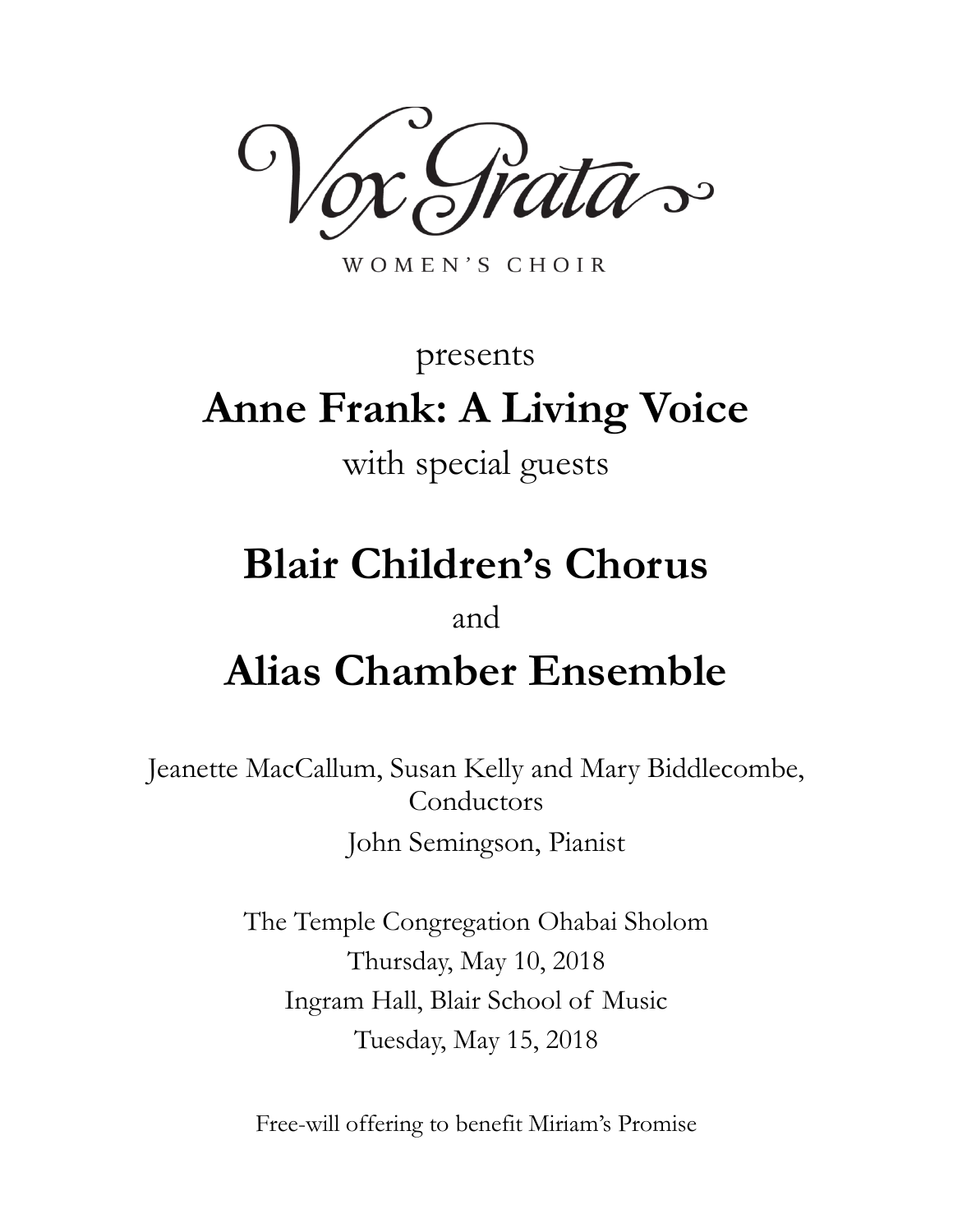# Vox Grata

WOMEN'S CHOIR

presents

## Anne Frank: A Living Voice

with special guests

## Blair Children's Chorus

and

## Alias Chamber Ensemble

Jeanette MacCallum, Susan Kelly and Mary Biddlecombe, Conductors

John Semingson, Pianist

The Temple Congregation Ohabai Sholom

Thursday, May 10, 2018

Ingram Hall, Blair School of Music

Tuesday, May 15, 2018

Free-will offering to benefit Miriam's Promise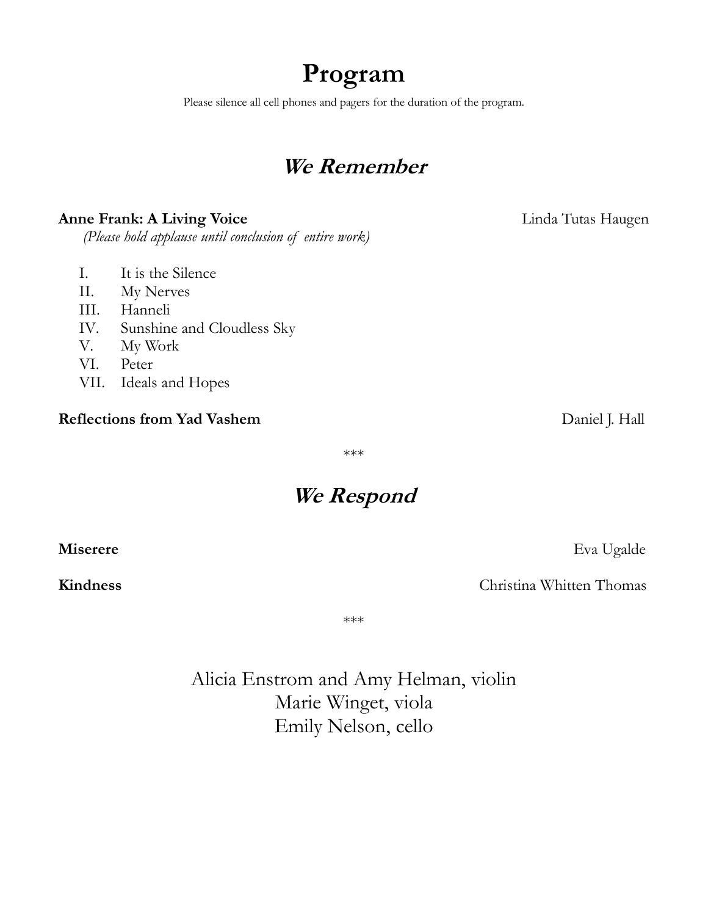# Program

Please silence all cell phones and pagers for the duration of the program.

## *We Remember*

**Anne Frank: A Living Voice** — Linda Tutas Haugen

*(Please hold applause until conclusion of entire work)*

I. It is the Silence
II. My Nerves
III. Hanneli
IV. Sunshine and Cloudless Sky
V. My Work
VI. Peter
VII. Ideals and Hopes

**Reflections from Yad Vashem** — Daniel J. Hall

***

## *We Respond*

**Miserere** — Eva Ugalde

**Kindness** — Christina Whitten Thomas

***

Alicia Enstrom and Amy Helman, violin
Marie Winget, viola
Emily Nelson, cello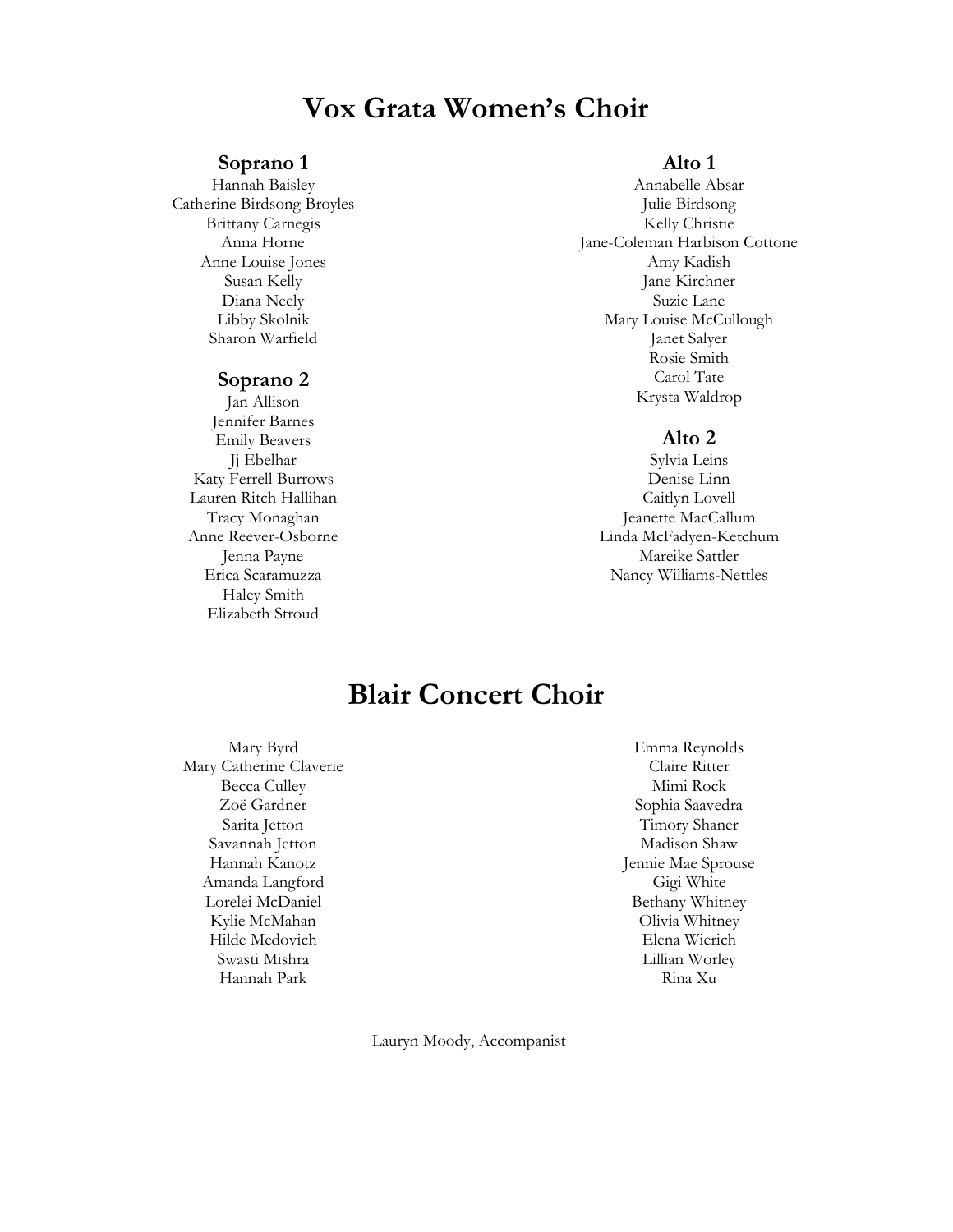# Vox Grata Women's Choir

### Soprano 1

Hannah Baisley
Catherine Birdsong Broyles
Brittany Carnegis
Anna Horne
Anne Louise Jones
Susan Kelly
Diana Neely
Libby Skolnik
Sharon Warfield

### Soprano 2

Jan Allison
Jennifer Barnes
Emily Beavers
Jj Ebelhar
Katy Ferrell Burrows
Lauren Ritch Hallihan
Tracy Monaghan
Anne Reever-Osborne
Jenna Payne
Erica Scaramuzza
Haley Smith
Elizabeth Stroud

### Alto 1

Annabelle Absar
Julie Birdsong
Kelly Christie
Jane-Coleman Harbison Cottone
Amy Kadish
Jane Kirchner
Suzie Lane
Mary Louise McCullough
Janet Salyer
Rosie Smith
Carol Tate
Krysta Waldrop

### Alto 2

Sylvia Leins
Denise Linn
Caitlyn Lovell
Jeanette MacCallum
Linda McFadyen-Ketchum
Mareike Sattler
Nancy Williams-Nettles

# Blair Concert Choir

Mary Byrd
Mary Catherine Claverie
Becca Culley
Zoë Gardner
Sarita Jetton
Savannah Jetton
Hannah Kanotz
Amanda Langford
Lorelei McDaniel
Kylie McMahan
Hilde Medovich
Swasti Mishra
Hannah Park
Emma Reynolds
Claire Ritter
Mimi Rock
Sophia Saavedra
Timory Shaner
Madison Shaw
Jennie Mae Sprouse
Gigi White
Bethany Whitney
Olivia Whitney
Elena Wierich
Lillian Worley
Rina Xu

Lauryn Moody, Accompanist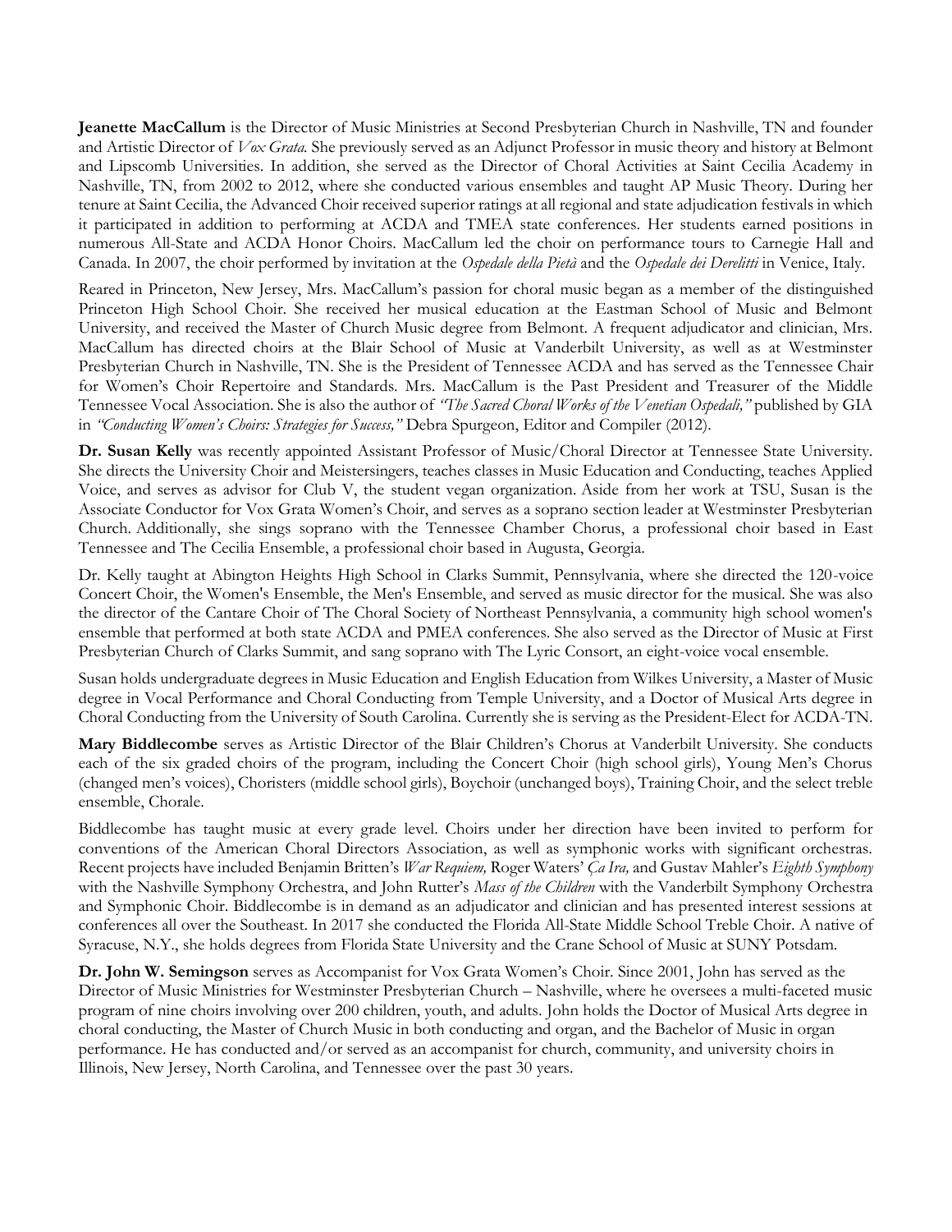**Jeanette MacCallum** is the Director of Music Ministries at Second Presbyterian Church in Nashville, TN and founder and Artistic Director of *Vox Grata.* She previously served as an Adjunct Professor in music theory and history at Belmont and Lipscomb Universities. In addition, she served as the Director of Choral Activities at Saint Cecilia Academy in Nashville, TN, from 2002 to 2012, where she conducted various ensembles and taught AP Music Theory. During her tenure at Saint Cecilia, the Advanced Choir received superior ratings at all regional and state adjudication festivals in which it participated in addition to performing at ACDA and TMEA state conferences. Her students earned positions in numerous All-State and ACDA Honor Choirs. MacCallum led the choir on performance tours to Carnegie Hall and Canada. In 2007, the choir performed by invitation at the *Ospedale della Pietà* and the *Ospedale dei Derelitti* in Venice, Italy.

Reared in Princeton, New Jersey, Mrs. MacCallum's passion for choral music began as a member of the distinguished Princeton High School Choir. She received her musical education at the Eastman School of Music and Belmont University, and received the Master of Church Music degree from Belmont. A frequent adjudicator and clinician, Mrs. MacCallum has directed choirs at the Blair School of Music at Vanderbilt University, as well as at Westminster Presbyterian Church in Nashville, TN. She is the President of Tennessee ACDA and has served as the Tennessee Chair for Women's Choir Repertoire and Standards. Mrs. MacCallum is the Past President and Treasurer of the Middle Tennessee Vocal Association. She is also the author of *"The Sacred Choral Works of the Venetian Ospedali,"* published by GIA in *"Conducting Women's Choirs: Strategies for Success,"* Debra Spurgeon, Editor and Compiler (2012).

**Dr. Susan Kelly** was recently appointed Assistant Professor of Music/Choral Director at Tennessee State University. She directs the University Choir and Meistersingers, teaches classes in Music Education and Conducting, teaches Applied Voice, and serves as advisor for Club V, the student vegan organization. Aside from her work at TSU, Susan is the Associate Conductor for Vox Grata Women's Choir, and serves as a soprano section leader at Westminster Presbyterian Church. Additionally, she sings soprano with the Tennessee Chamber Chorus, a professional choir based in East Tennessee and The Cecilia Ensemble, a professional choir based in Augusta, Georgia.

Dr. Kelly taught at Abington Heights High School in Clarks Summit, Pennsylvania, where she directed the 120-voice Concert Choir, the Women's Ensemble, the Men's Ensemble, and served as music director for the musical. She was also the director of the Cantare Choir of The Choral Society of Northeast Pennsylvania, a community high school women's ensemble that performed at both state ACDA and PMEA conferences. She also served as the Director of Music at First Presbyterian Church of Clarks Summit, and sang soprano with The Lyric Consort, an eight-voice vocal ensemble.

Susan holds undergraduate degrees in Music Education and English Education from Wilkes University, a Master of Music degree in Vocal Performance and Choral Conducting from Temple University, and a Doctor of Musical Arts degree in Choral Conducting from the University of South Carolina. Currently she is serving as the President-Elect for ACDA-TN.

**Mary Biddlecombe** serves as Artistic Director of the Blair Children's Chorus at Vanderbilt University. She conducts each of the six graded choirs of the program, including the Concert Choir (high school girls), Young Men's Chorus (changed men's voices), Choristers (middle school girls), Boychoir (unchanged boys), Training Choir, and the select treble ensemble, Chorale.

Biddlecombe has taught music at every grade level. Choirs under her direction have been invited to perform for conventions of the American Choral Directors Association, as well as symphonic works with significant orchestras. Recent projects have included Benjamin Britten's *War Requiem,* Roger Waters' *Ça Ira,* and Gustav Mahler's *Eighth Symphony* with the Nashville Symphony Orchestra, and John Rutter's *Mass of the Children* with the Vanderbilt Symphony Orchestra and Symphonic Choir. Biddlecombe is in demand as an adjudicator and clinician and has presented interest sessions at conferences all over the Southeast. In 2017 she conducted the Florida All-State Middle School Treble Choir. A native of Syracuse, N.Y., she holds degrees from Florida State University and the Crane School of Music at SUNY Potsdam.

**Dr. John W. Semingson** serves as Accompanist for Vox Grata Women's Choir. Since 2001, John has served as the Director of Music Ministries for Westminster Presbyterian Church – Nashville, where he oversees a multi-faceted music program of nine choirs involving over 200 children, youth, and adults. John holds the Doctor of Musical Arts degree in choral conducting, the Master of Church Music in both conducting and organ, and the Bachelor of Music in organ performance. He has conducted and/or served as an accompanist for church, community, and university choirs in Illinois, New Jersey, North Carolina, and Tennessee over the past 30 years.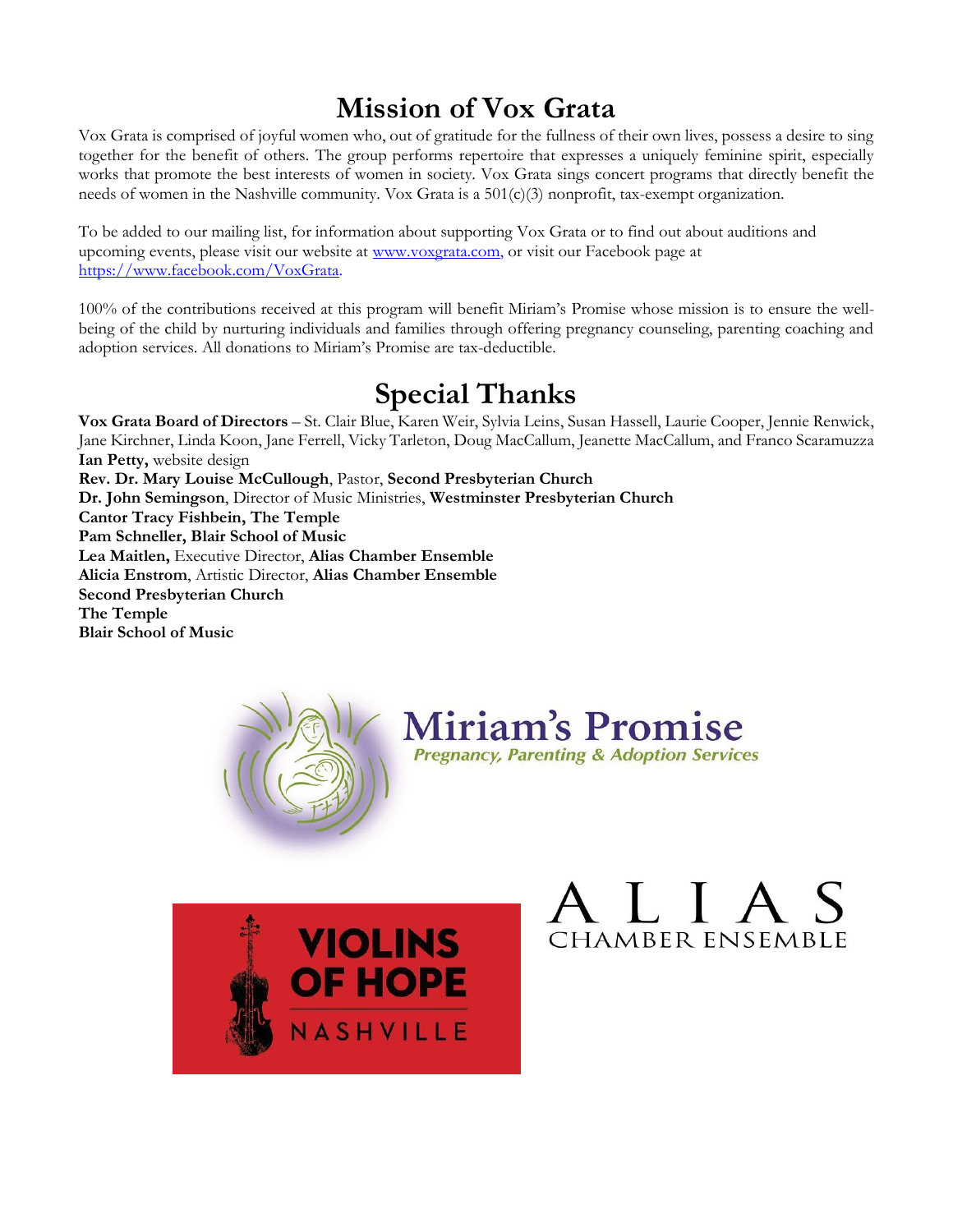# Mission of Vox Grata

Vox Grata is comprised of joyful women who, out of gratitude for the fullness of their own lives, possess a desire to sing together for the benefit of others. The group performs repertoire that expresses a uniquely feminine spirit, especially works that promote the best interests of women in society. Vox Grata sings concert programs that directly benefit the needs of women in the Nashville community. Vox Grata is a 501(c)(3) nonprofit, tax-exempt organization.

To be added to our mailing list, for information about supporting Vox Grata or to find out about auditions and upcoming events, please visit our website at [www.voxgrata.com](http://www.voxgrata.com), or visit our Facebook page at [https://www.facebook.com/VoxGrata](https://www.facebook.com/VoxGrata).

100% of the contributions received at this program will benefit Miriam's Promise whose mission is to ensure the well-being of the child by nurturing individuals and families through offering pregnancy counseling, parenting coaching and adoption services. All donations to Miriam's Promise are tax-deductible.

# Special Thanks

**Vox Grata Board of Directors** – St. Clair Blue, Karen Weir, Sylvia Leins, Susan Hassell, Laurie Cooper, Jennie Renwick, Jane Kirchner, Linda Koon, Jane Ferrell, Vicky Tarleton, Doug MacCallum, Jeanette MacCallum, and Franco Scaramuzza
**Ian Petty,** website design
**Rev. Dr. Mary Louise McCullough**, Pastor, **Second Presbyterian Church**
**Dr. John Semingson**, Director of Music Ministries, **Westminster Presbyterian Church**
**Cantor Tracy Fishbein, The Temple**
**Pam Schneller, Blair School of Music**
**Lea Maitlen,** Executive Director, **Alias Chamber Ensemble**
**Alicia Enstrom**, Artistic Director, **Alias Chamber Ensemble**
**Second Presbyterian Church**
**The Temple**
**Blair School of Music**

Miriam's Promise
*Pregnancy, Parenting & Adoption Services*

VIOLINS OF HOPE
NASHVILLE

ALIAS
CHAMBER ENSEMBLE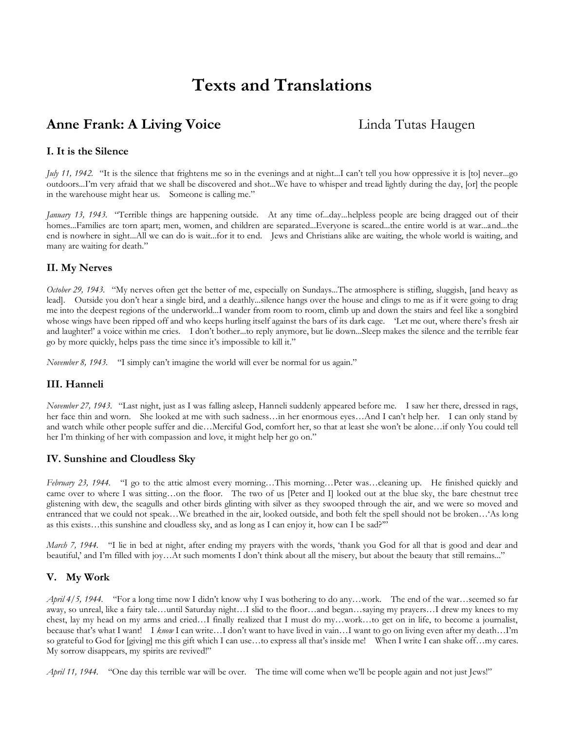# Texts and Translations

## Anne Frank: A Living Voice

Linda Tutas Haugen

### I. It is the Silence

*July 11, 1942.* "It is the silence that frightens me so in the evenings and at night...I can't tell you how oppressive it is [to] never...go outdoors...I'm very afraid that we shall be discovered and shot...We have to whisper and tread lightly during the day, [or] the people in the warehouse might hear us. Someone is calling me."

*January 13, 1943.* "Terrible things are happening outside. At any time of...day...helpless people are being dragged out of their homes...Families are torn apart; men, women, and children are separated...Everyone is scared...the entire world is at war...and...the end is nowhere in sight...All we can do is wait...for it to end. Jews and Christians alike are waiting, the whole world is waiting, and many are waiting for death."

### II. My Nerves

*October 29, 1943.* "My nerves often get the better of me, especially on Sundays...The atmosphere is stifling, sluggish, [and heavy as lead]. Outside you don't hear a single bird, and a deathly...silence hangs over the house and clings to me as if it were going to drag me into the deepest regions of the underworld...I wander from room to room, climb up and down the stairs and feel like a songbird whose wings have been ripped off and who keeps hurling itself against the bars of its dark cage. 'Let me out, where there's fresh air and laughter!' a voice within me cries. I don't bother...to reply anymore, but lie down...Sleep makes the silence and the terrible fear go by more quickly, helps pass the time since it's impossible to kill it."

*November 8, 1943.* "I simply can't imagine the world will ever be normal for us again."

### III. Hanneli

*November 27, 1943.* "Last night, just as I was falling asleep, Hanneli suddenly appeared before me. I saw her there, dressed in rags, her face thin and worn. She looked at me with such sadness…in her enormous eyes…And I can't help her. I can only stand by and watch while other people suffer and die…Merciful God, comfort her, so that at least she won't be alone…if only You could tell her I'm thinking of her with compassion and love, it might help her go on."

### IV. Sunshine and Cloudless Sky

*February 23, 1944.* "I go to the attic almost every morning…This morning…Peter was…cleaning up. He finished quickly and came over to where I was sitting…on the floor. The two of us [Peter and I] looked out at the blue sky, the bare chestnut tree glistening with dew, the seagulls and other birds glinting with silver as they swooped through the air, and we were so moved and entranced that we could not speak…We breathed in the air, looked outside, and both felt the spell should not be broken…'As long as this exists…this sunshine and cloudless sky, and as long as I can enjoy it, how can I be sad?'"

*March 7, 1944.* "I lie in bed at night, after ending my prayers with the words, 'thank you God for all that is good and dear and beautiful,' and I'm filled with joy…At such moments I don't think about all the misery, but about the beauty that still remains..."

### V. My Work

*April 4/5, 1944.* "For a long time now I didn't know why I was bothering to do any…work. The end of the war…seemed so far away, so unreal, like a fairy tale…until Saturday night…I slid to the floor…and began…saying my prayers…I drew my knees to my chest, lay my head on my arms and cried…I finally realized that I must do my…work…to get on in life, to become a journalist, because that's what I want! I *know* I can write…I don't want to have lived in vain…I want to go on living even after my death…I'm so grateful to God for [giving] me this gift which I can use…to express all that's inside me! When I write I can shake off…my cares. My sorrow disappears, my spirits are revived!"

*April 11, 1944.* "One day this terrible war will be over. The time will come when we'll be people again and not just Jews!"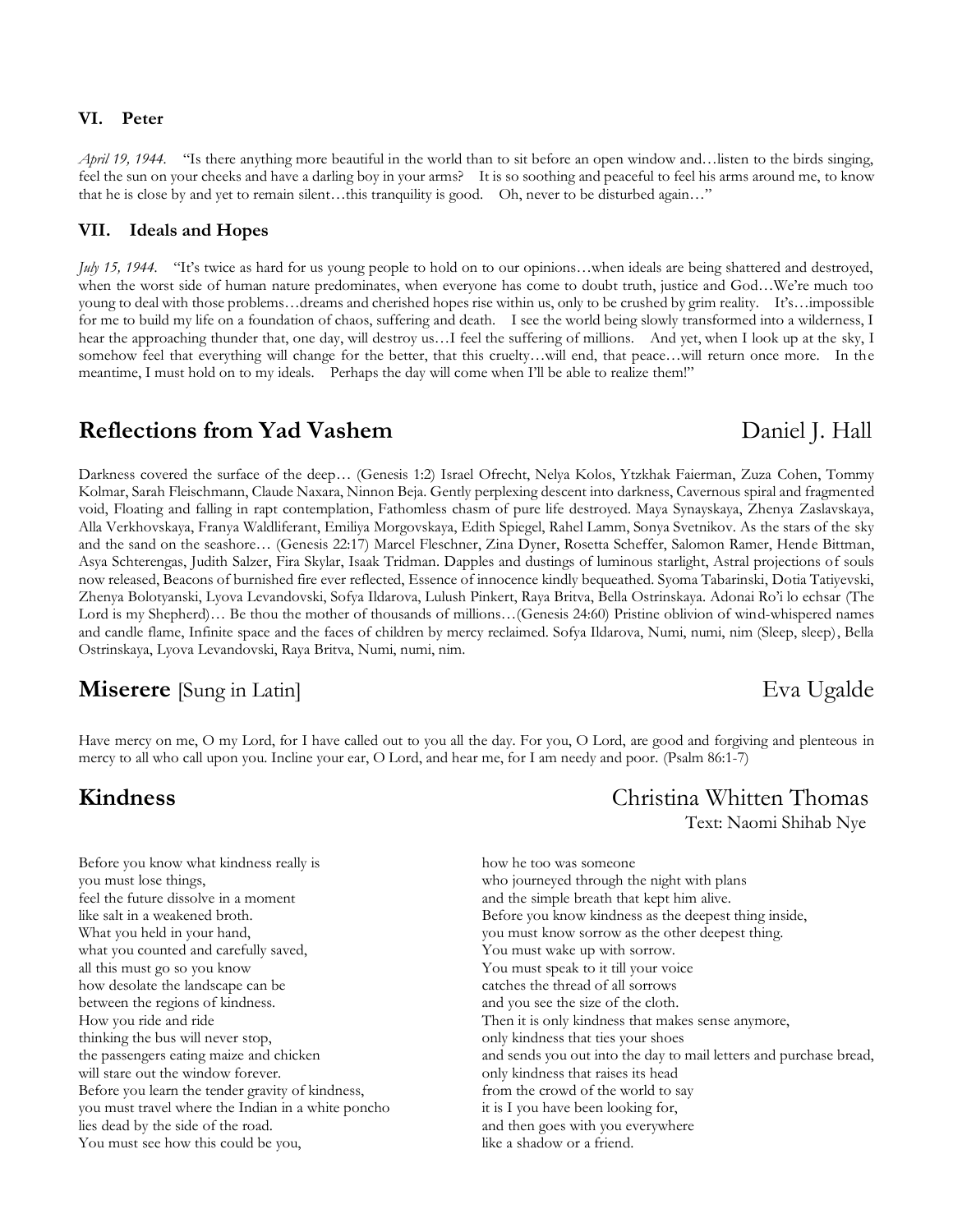### VI. Peter

*April 19, 1944.* "Is there anything more beautiful in the world than to sit before an open window and…listen to the birds singing, feel the sun on your cheeks and have a darling boy in your arms? It is so soothing and peaceful to feel his arms around me, to know that he is close by and yet to remain silent…this tranquility is good. Oh, never to be disturbed again…"

### VII. Ideals and Hopes

*July 15, 1944.* "It's twice as hard for us young people to hold on to our opinions…when ideals are being shattered and destroyed, when the worst side of human nature predominates, when everyone has come to doubt truth, justice and God…We're much too young to deal with those problems…dreams and cherished hopes rise within us, only to be crushed by grim reality. It's…impossible for me to build my life on a foundation of chaos, suffering and death. I see the world being slowly transformed into a wilderness, I hear the approaching thunder that, one day, will destroy us…I feel the suffering of millions. And yet, when I look up at the sky, I somehow feel that everything will change for the better, that this cruelty…will end, that peace…will return once more. In the meantime, I must hold on to my ideals. Perhaps the day will come when I'll be able to realize them!"

## Reflections from Yad Vashem — Daniel J. Hall

Darkness covered the surface of the deep… (Genesis 1:2) Israel Ofrecht, Nelya Kolos, Ytzkhak Faierman, Zuza Cohen, Tommy Kolmar, Sarah Fleischmann, Claude Naxara, Ninnon Beja. Gently perplexing descent into darkness, Cavernous spiral and fragmented void, Floating and falling in rapt contemplation, Fathomless chasm of pure life destroyed. Maya Synayskaya, Zhenya Zaslavskaya, Alla Verkhovskaya, Franya Waldliferant, Emiliya Morgovskaya, Edith Spiegel, Rahel Lamm, Sonya Svetnikov. As the stars of the sky and the sand on the seashore… (Genesis 22:17) Marcel Fleschner, Zina Dyner, Rosetta Scheffer, Salomon Ramer, Hende Bittman, Asya Schterengas, Judith Salzer, Fira Skylar, Isaak Tridman. Dapples and dustings of luminous starlight, Astral projections of souls now released, Beacons of burnished fire ever reflected, Essence of innocence kindly bequeathed. Syoma Tabarinski, Dotia Tatiyevski, Zhenya Bolotyanski, Lyova Levandovski, Sofya Ildarova, Lulush Pinkert, Raya Britva, Bella Ostrinskaya. Adonai Ro'i lo echsar (The Lord is my Shepherd)… Be thou the mother of thousands of millions…(Genesis 24:60) Pristine oblivion of wind-whispered names and candle flame, Infinite space and the faces of children by mercy reclaimed. Sofya Ildarova, Numi, numi, nim (Sleep, sleep), Bella Ostrinskaya, Lyova Levandovski, Raya Britva, Numi, numi, nim.

## Miserere [Sung in Latin] — Eva Ugalde

Have mercy on me, O my Lord, for I have called out to you all the day. For you, O Lord, are good and forgiving and plenteous in mercy to all who call upon you. Incline your ear, O Lord, and hear me, for I am needy and poor. (Psalm 86:1-7)

## Kindness — Christina Whitten Thomas

Text: Naomi Shihab Nye

Before you know what kindness really is  
you must lose things,  
feel the future dissolve in a moment  
like salt in a weakened broth.  
What you held in your hand,  
what you counted and carefully saved,  
all this must go so you know  
how desolate the landscape can be  
between the regions of kindness.  
How you ride and ride  
thinking the bus will never stop,  
the passengers eating maize and chicken  
will stare out the window forever.  
Before you learn the tender gravity of kindness,  
you must travel where the Indian in a white poncho  
lies dead by the side of the road.  
You must see how this could be you,  
how he too was someone  
who journeyed through the night with plans  
and the simple breath that kept him alive.  
Before you know kindness as the deepest thing inside,  
you must know sorrow as the other deepest thing.  
You must wake up with sorrow.  
You must speak to it till your voice  
catches the thread of all sorrows  
and you see the size of the cloth.  
Then it is only kindness that makes sense anymore,  
only kindness that ties your shoes  
and sends you out into the day to mail letters and purchase bread,  
only kindness that raises its head  
from the crowd of the world to say  
it is I you have been looking for,  
and then goes with you everywhere  
like a shadow or a friend.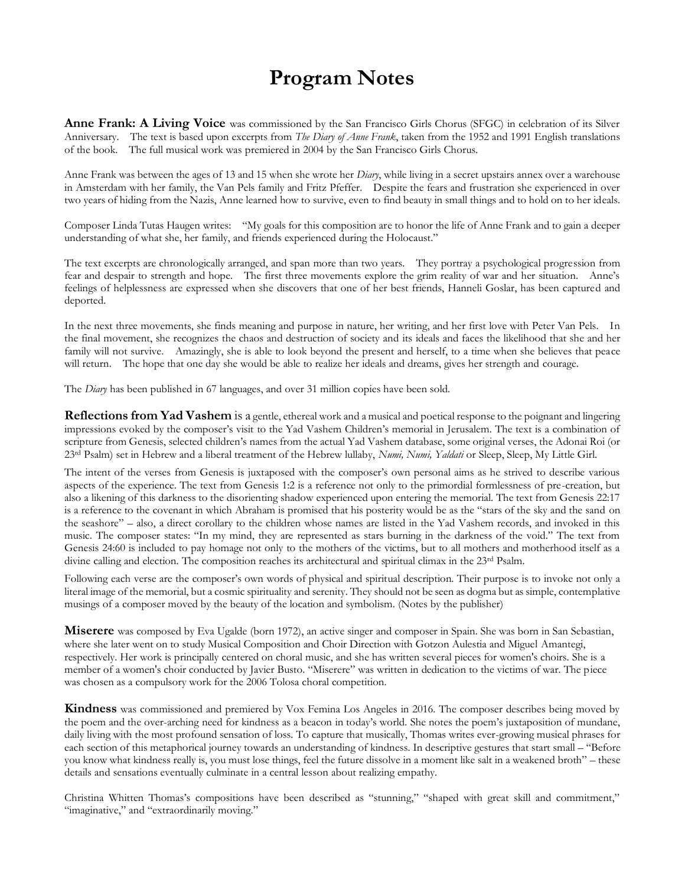# Program Notes

**Anne Frank: A Living Voice** was commissioned by the San Francisco Girls Chorus (SFGC) in celebration of its Silver Anniversary. The text is based upon excerpts from *The Diary of Anne Frank*, taken from the 1952 and 1991 English translations of the book. The full musical work was premiered in 2004 by the San Francisco Girls Chorus.

Anne Frank was between the ages of 13 and 15 when she wrote her *Diary*, while living in a secret upstairs annex over a warehouse in Amsterdam with her family, the Van Pels family and Fritz Pfeffer. Despite the fears and frustration she experienced in over two years of hiding from the Nazis, Anne learned how to survive, even to find beauty in small things and to hold on to her ideals.

Composer Linda Tutas Haugen writes: "My goals for this composition are to honor the life of Anne Frank and to gain a deeper understanding of what she, her family, and friends experienced during the Holocaust."

The text excerpts are chronologically arranged, and span more than two years. They portray a psychological progression from fear and despair to strength and hope. The first three movements explore the grim reality of war and her situation. Anne's feelings of helplessness are expressed when she discovers that one of her best friends, Hanneli Goslar, has been captured and deported.

In the next three movements, she finds meaning and purpose in nature, her writing, and her first love with Peter Van Pels. In the final movement, she recognizes the chaos and destruction of society and its ideals and faces the likelihood that she and her family will not survive. Amazingly, she is able to look beyond the present and herself, to a time when she believes that peace will return. The hope that one day she would be able to realize her ideals and dreams, gives her strength and courage.

The *Diary* has been published in 67 languages, and over 31 million copies have been sold.

**Reflections from Yad Vashem** is a gentle, ethereal work and a musical and poetical response to the poignant and lingering impressions evoked by the composer's visit to the Yad Vashem Children's memorial in Jerusalem. The text is a combination of scripture from Genesis, selected children's names from the actual Yad Vashem database, some original verses, the Adonai Roi (or 23rd Psalm) set in Hebrew and a liberal treatment of the Hebrew lullaby, *Numi, Numi, Yaldati* or Sleep, Sleep, My Little Girl.

The intent of the verses from Genesis is juxtaposed with the composer's own personal aims as he strived to describe various aspects of the experience. The text from Genesis 1:2 is a reference not only to the primordial formlessness of pre-creation, but also a likening of this darkness to the disorienting shadow experienced upon entering the memorial. The text from Genesis 22:17 is a reference to the covenant in which Abraham is promised that his posterity would be as the "stars of the sky and the sand on the seashore" – also, a direct corollary to the children whose names are listed in the Yad Vashem records, and invoked in this music. The composer states: "In my mind, they are represented as stars burning in the darkness of the void." The text from Genesis 24:60 is included to pay homage not only to the mothers of the victims, but to all mothers and motherhood itself as a divine calling and election. The composition reaches its architectural and spiritual climax in the 23rd Psalm.

Following each verse are the composer's own words of physical and spiritual description. Their purpose is to invoke not only a literal image of the memorial, but a cosmic spirituality and serenity. They should not be seen as dogma but as simple, contemplative musings of a composer moved by the beauty of the location and symbolism. (Notes by the publisher)

**Miserere** was composed by Eva Ugalde (born 1972), an active singer and composer in Spain. She was born in San Sebastian, where she later went on to study Musical Composition and Choir Direction with Gotzon Aulestia and Miguel Amantegi, respectively. Her work is principally centered on choral music, and she has written several pieces for women's choirs. She is a member of a women's choir conducted by Javier Busto. "Miserere" was written in dedication to the victims of war. The piece was chosen as a compulsory work for the 2006 Tolosa choral competition.

**Kindness** was commissioned and premiered by Vox Femina Los Angeles in 2016. The composer describes being moved by the poem and the over-arching need for kindness as a beacon in today's world. She notes the poem's juxtaposition of mundane, daily living with the most profound sensation of loss. To capture that musically, Thomas writes ever-growing musical phrases for each section of this metaphorical journey towards an understanding of kindness. In descriptive gestures that start small – "Before you know what kindness really is, you must lose things, feel the future dissolve in a moment like salt in a weakened broth" – these details and sensations eventually culminate in a central lesson about realizing empathy.

Christina Whitten Thomas's compositions have been described as "stunning," "shaped with great skill and commitment," "imaginative," and "extraordinarily moving."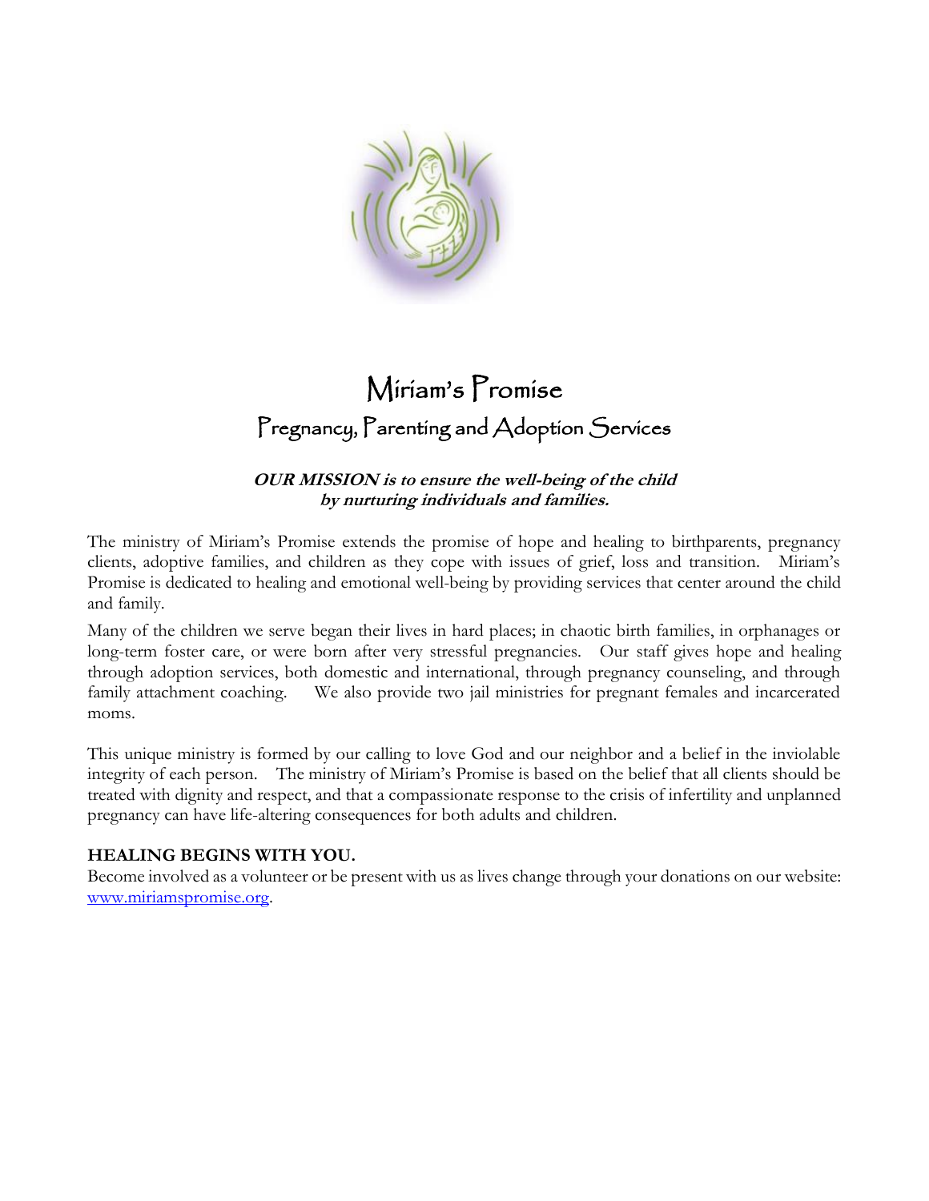# Miriam's Promise

## Pregnancy, Parenting and Adoption Services

***OUR MISSION is to ensure the well-being of the child by nurturing individuals and families.***

The ministry of Miriam's Promise extends the promise of hope and healing to birthparents, pregnancy clients, adoptive families, and children as they cope with issues of grief, loss and transition. Miriam's Promise is dedicated to healing and emotional well-being by providing services that center around the child and family.

Many of the children we serve began their lives in hard places; in chaotic birth families, in orphanages or long-term foster care, or were born after very stressful pregnancies. Our staff gives hope and healing through adoption services, both domestic and international, through pregnancy counseling, and through family attachment coaching. We also provide two jail ministries for pregnant females and incarcerated moms.

This unique ministry is formed by our calling to love God and our neighbor and a belief in the inviolable integrity of each person. The ministry of Miriam's Promise is based on the belief that all clients should be treated with dignity and respect, and that a compassionate response to the crisis of infertility and unplanned pregnancy can have life-altering consequences for both adults and children.

**HEALING BEGINS WITH YOU.**

Become involved as a volunteer or be present with us as lives change through your donations on our website: www.miriamspromise.org.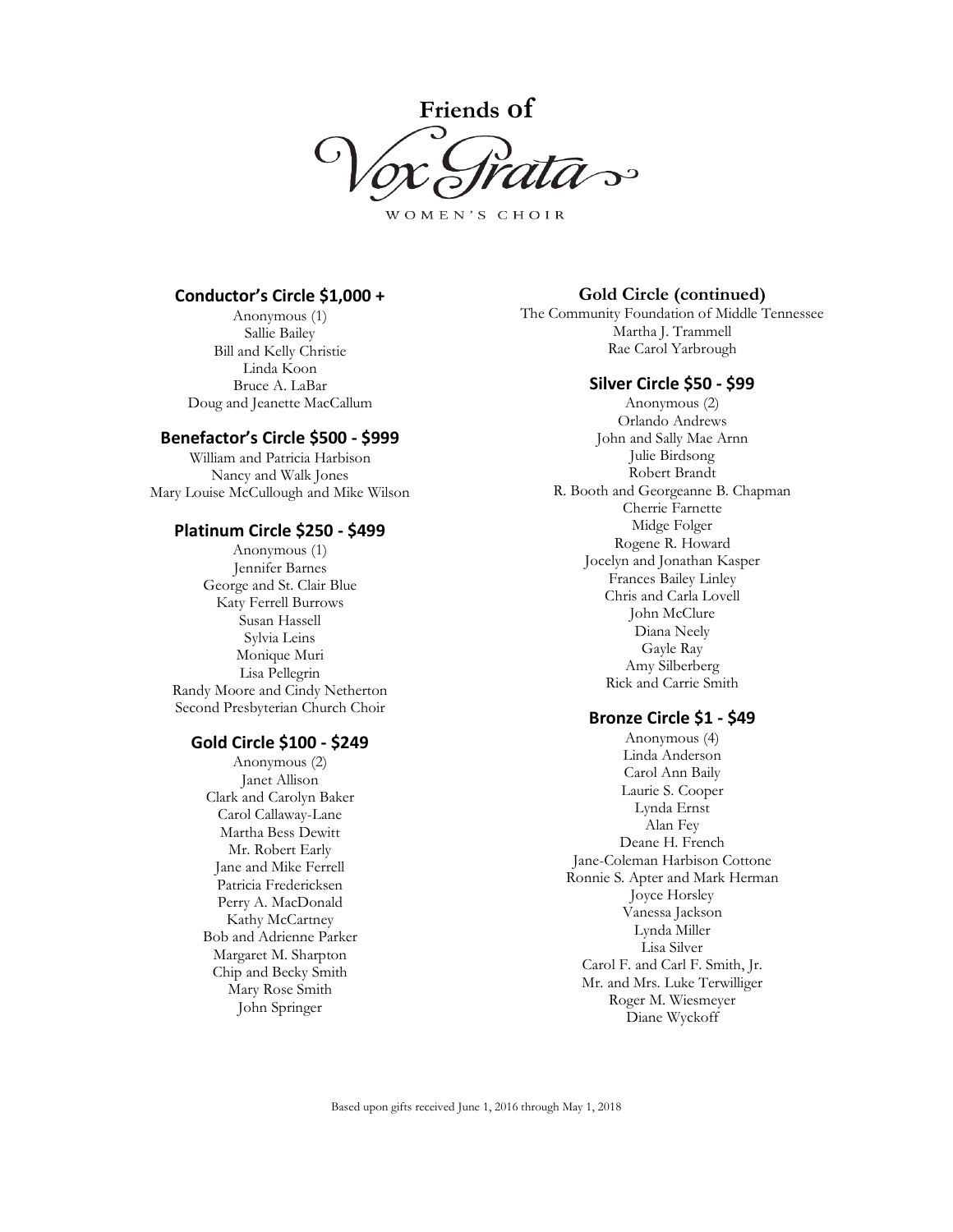# Friends of Vox Grata

WOMEN'S CHOIR

### Conductor's Circle $1,000 +

Anonymous (1)
Sallie Bailey
Bill and Kelly Christie
Linda Koon
Bruce A. LaBar
Doug and Jeanette MacCallum

### Benefactor's Circle $500 - $999

William and Patricia Harbison
Nancy and Walk Jones
Mary Louise McCullough and Mike Wilson

### Platinum Circle $250 - $499

Anonymous (1)
Jennifer Barnes
George and St. Clair Blue
Katy Ferrell Burrows
Susan Hassell
Sylvia Leins
Monique Muri
Lisa Pellegrin
Randy Moore and Cindy Netherton
Second Presbyterian Church Choir

### Gold Circle $100 - $249

Anonymous (2)
Janet Allison
Clark and Carolyn Baker
Carol Callaway-Lane
Martha Bess Dewitt
Mr. Robert Early
Jane and Mike Ferrell
Patricia Fredericksen
Perry A. MacDonald
Kathy McCartney
Bob and Adrienne Parker
Margaret M. Sharpton
Chip and Becky Smith
Mary Rose Smith
John Springer

### Gold Circle (continued)

The Community Foundation of Middle Tennessee
Martha J. Trammell
Rae Carol Yarbrough

### Silver Circle $50 - $99

Anonymous (2)
Orlando Andrews
John and Sally Mae Arnn
Julie Birdsong
Robert Brandt
R. Booth and Georgeanne B. Chapman
Cherrie Farnette
Midge Folger
Rogene R. Howard
Jocelyn and Jonathan Kasper
Frances Bailey Linley
Chris and Carla Lovell
John McClure
Diana Neely
Gayle Ray
Amy Silberberg
Rick and Carrie Smith

### Bronze Circle $1 - $49

Anonymous (4)
Linda Anderson
Carol Ann Baily
Laurie S. Cooper
Lynda Ernst
Alan Fey
Deane H. French
Jane-Coleman Harbison Cottone
Ronnie S. Apter and Mark Herman
Joyce Horsley
Vanessa Jackson
Lynda Miller
Lisa Silver
Carol F. and Carl F. Smith, Jr.
Mr. and Mrs. Luke Terwilliger
Roger M. Wiesmeyer
Diane Wyckoff

Based upon gifts received June 1, 2016 through May 1, 2018